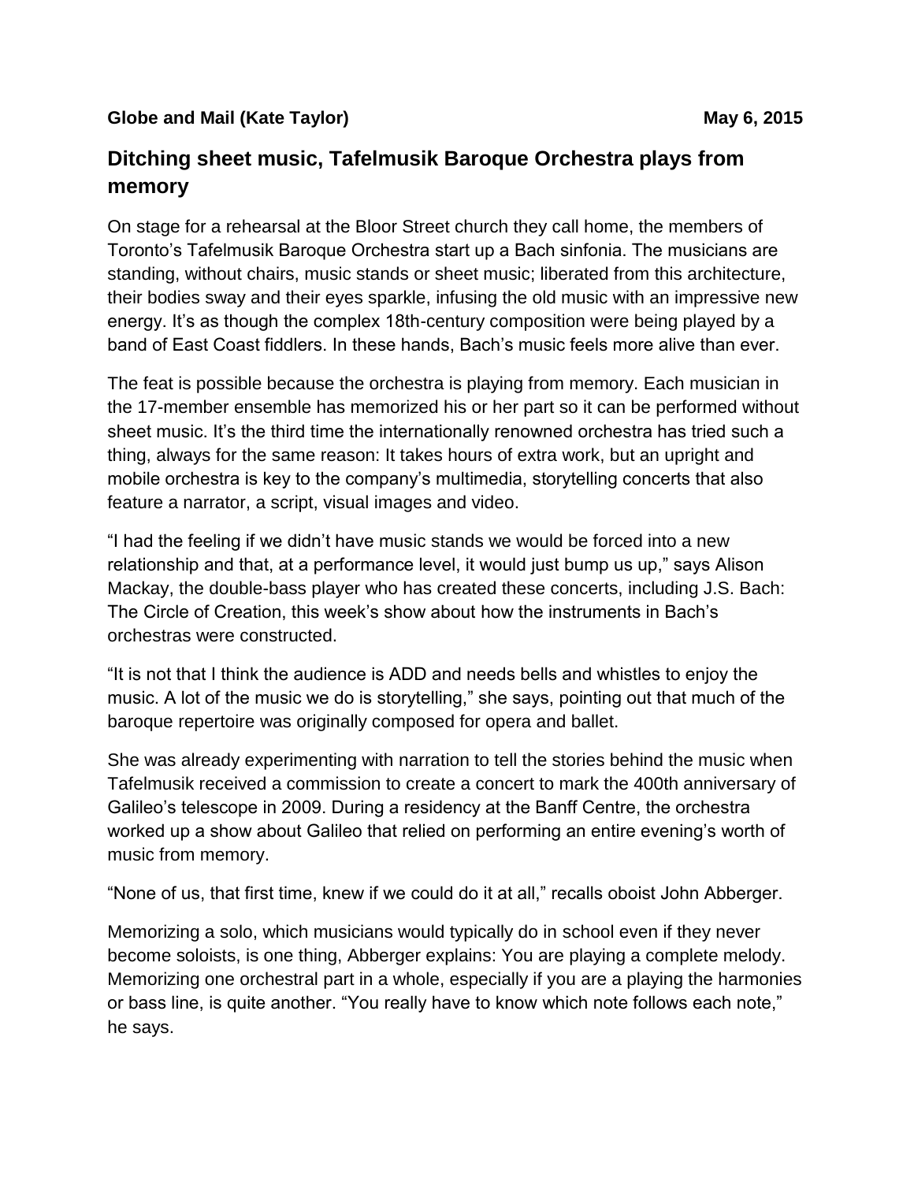**Globe and Mail (Kate Taylor)** **May 6, 2015**

## Ditching sheet music, Tafelmusik Baroque Orchestra plays from memory

On stage for a rehearsal at the Bloor Street church they call home, the members of Toronto's Tafelmusik Baroque Orchestra start up a Bach sinfonia. The musicians are standing, without chairs, music stands or sheet music; liberated from this architecture, their bodies sway and their eyes sparkle, infusing the old music with an impressive new energy. It's as though the complex 18th-century composition were being played by a band of East Coast fiddlers. In these hands, Bach's music feels more alive than ever.

The feat is possible because the orchestra is playing from memory. Each musician in the 17-member ensemble has memorized his or her part so it can be performed without sheet music. It's the third time the internationally renowned orchestra has tried such a thing, always for the same reason: It takes hours of extra work, but an upright and mobile orchestra is key to the company's multimedia, storytelling concerts that also feature a narrator, a script, visual images and video.

"I had the feeling if we didn't have music stands we would be forced into a new relationship and that, at a performance level, it would just bump us up," says Alison Mackay, the double-bass player who has created these concerts, including J.S. Bach: The Circle of Creation, this week's show about how the instruments in Bach's orchestras were constructed.

"It is not that I think the audience is ADD and needs bells and whistles to enjoy the music. A lot of the music we do is storytelling," she says, pointing out that much of the baroque repertoire was originally composed for opera and ballet.

She was already experimenting with narration to tell the stories behind the music when Tafelmusik received a commission to create a concert to mark the 400th anniversary of Galileo's telescope in 2009. During a residency at the Banff Centre, the orchestra worked up a show about Galileo that relied on performing an entire evening's worth of music from memory.

"None of us, that first time, knew if we could do it at all," recalls oboist John Abberger.

Memorizing a solo, which musicians would typically do in school even if they never become soloists, is one thing, Abberger explains: You are playing a complete melody. Memorizing one orchestral part in a whole, especially if you are a playing the harmonies or bass line, is quite another. "You really have to know which note follows each note," he says.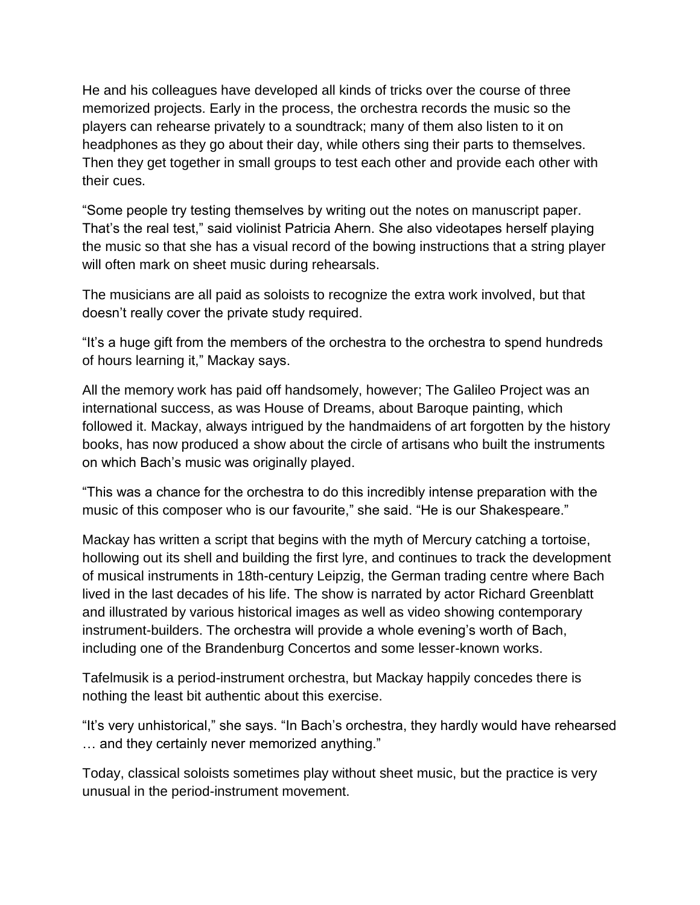He and his colleagues have developed all kinds of tricks over the course of three memorized projects. Early in the process, the orchestra records the music so the players can rehearse privately to a soundtrack; many of them also listen to it on headphones as they go about their day, while others sing their parts to themselves. Then they get together in small groups to test each other and provide each other with their cues.

“Some people try testing themselves by writing out the notes on manuscript paper. That’s the real test,” said violinist Patricia Ahern. She also videotapes herself playing the music so that she has a visual record of the bowing instructions that a string player will often mark on sheet music during rehearsals.

The musicians are all paid as soloists to recognize the extra work involved, but that doesn’t really cover the private study required.

“It’s a huge gift from the members of the orchestra to the orchestra to spend hundreds of hours learning it,” Mackay says.

All the memory work has paid off handsomely, however; The Galileo Project was an international success, as was House of Dreams, about Baroque painting, which followed it. Mackay, always intrigued by the handmaidens of art forgotten by the history books, has now produced a show about the circle of artisans who built the instruments on which Bach’s music was originally played.

“This was a chance for the orchestra to do this incredibly intense preparation with the music of this composer who is our favourite,” she said. “He is our Shakespeare.”

Mackay has written a script that begins with the myth of Mercury catching a tortoise, hollowing out its shell and building the first lyre, and continues to track the development of musical instruments in 18th-century Leipzig, the German trading centre where Bach lived in the last decades of his life. The show is narrated by actor Richard Greenblatt and illustrated by various historical images as well as video showing contemporary instrument-builders. The orchestra will provide a whole evening’s worth of Bach, including one of the Brandenburg Concertos and some lesser-known works.

Tafelmusik is a period-instrument orchestra, but Mackay happily concedes there is nothing the least bit authentic about this exercise.

“It’s very unhistorical,” she says. “In Bach’s orchestra, they hardly would have rehearsed … and they certainly never memorized anything.”

Today, classical soloists sometimes play without sheet music, but the practice is very unusual in the period-instrument movement.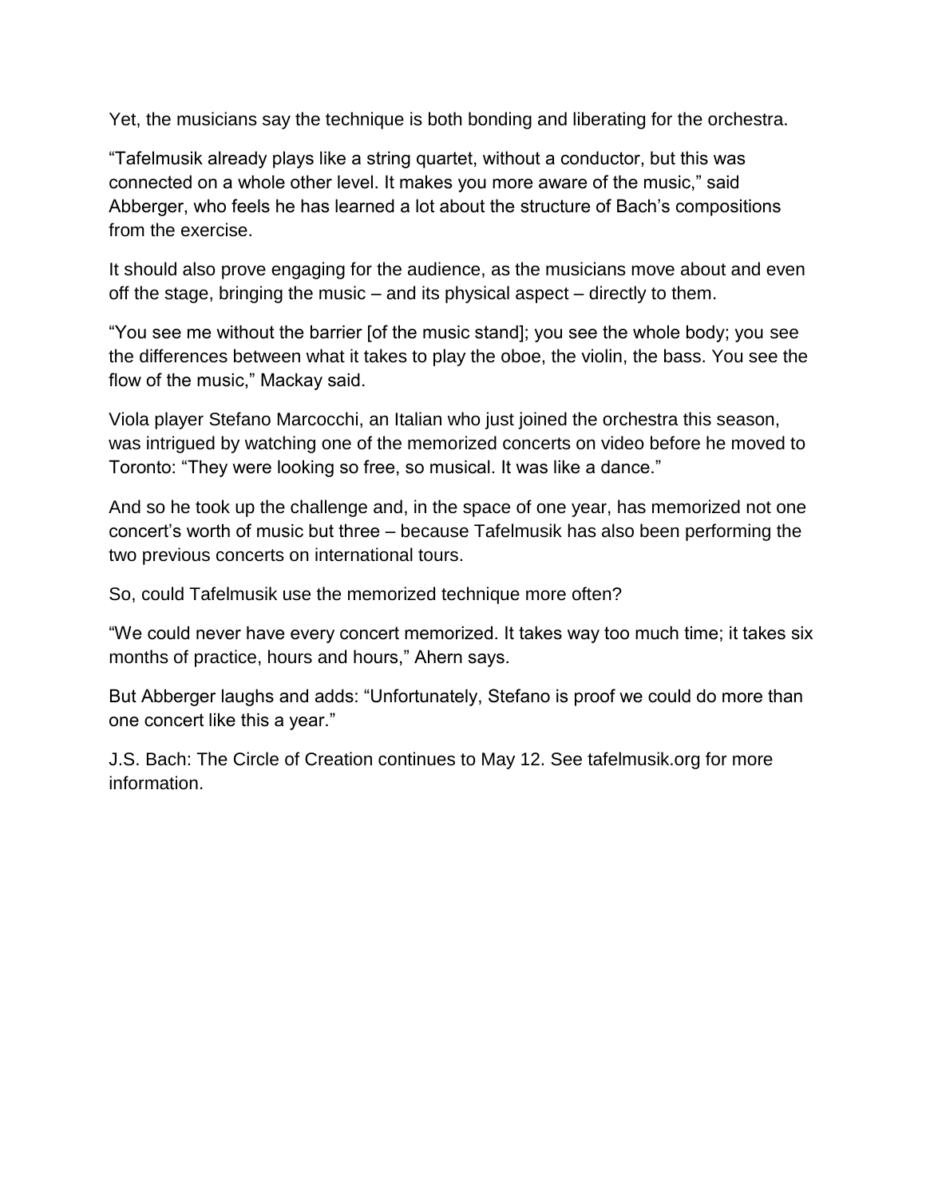Yet, the musicians say the technique is both bonding and liberating for the orchestra.

"Tafelmusik already plays like a string quartet, without a conductor, but this was connected on a whole other level. It makes you more aware of the music," said Abberger, who feels he has learned a lot about the structure of Bach's compositions from the exercise.

It should also prove engaging for the audience, as the musicians move about and even off the stage, bringing the music – and its physical aspect – directly to them.

"You see me without the barrier [of the music stand]; you see the whole body; you see the differences between what it takes to play the oboe, the violin, the bass. You see the flow of the music," Mackay said.

Viola player Stefano Marcocchi, an Italian who just joined the orchestra this season, was intrigued by watching one of the memorized concerts on video before he moved to Toronto: "They were looking so free, so musical. It was like a dance."

And so he took up the challenge and, in the space of one year, has memorized not one concert's worth of music but three – because Tafelmusik has also been performing the two previous concerts on international tours.

So, could Tafelmusik use the memorized technique more often?

"We could never have every concert memorized. It takes way too much time; it takes six months of practice, hours and hours," Ahern says.

But Abberger laughs and adds: "Unfortunately, Stefano is proof we could do more than one concert like this a year."

J.S. Bach: The Circle of Creation continues to May 12. See tafelmusik.org for more information.